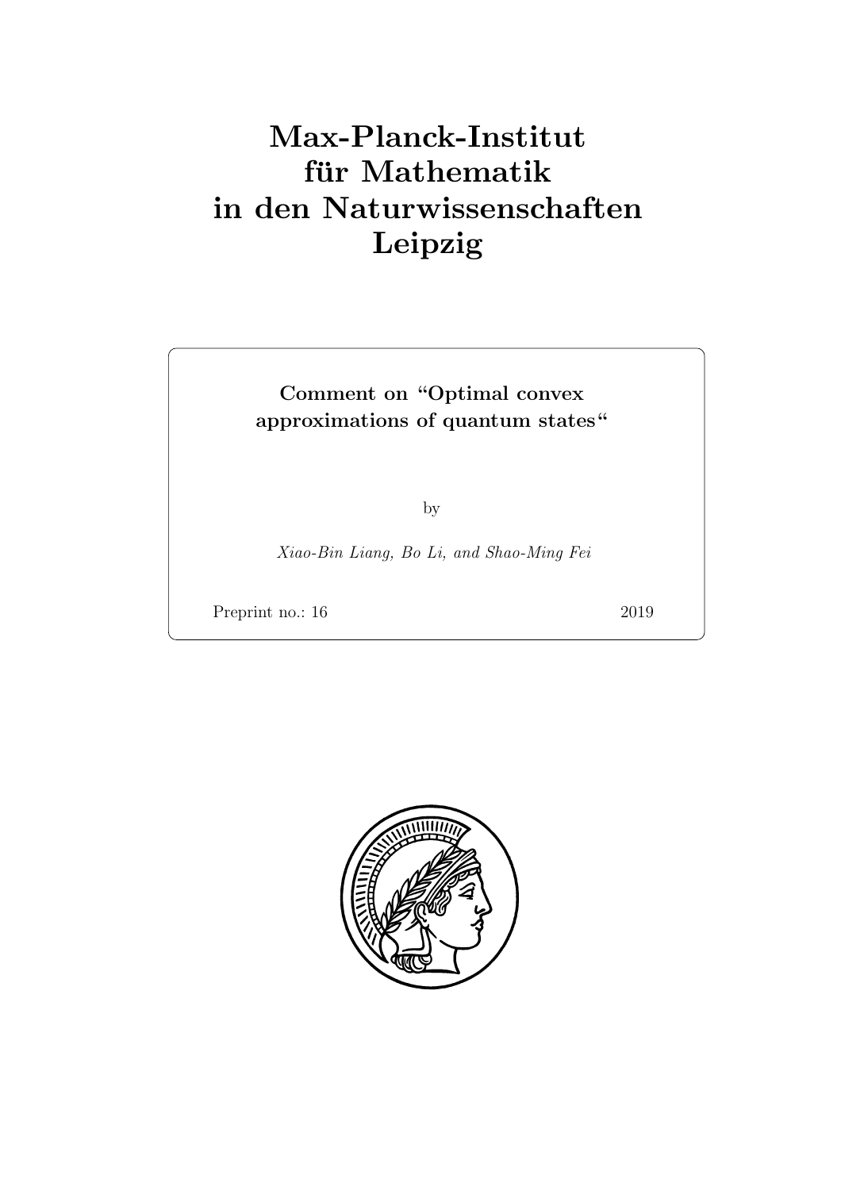# Max-Planck-Institut für Mathematik in den Naturwissenschaften Leipzig

**Comment on “Optimal convex approximations of quantum states“**

by

*Xiao-Bin Liang, Bo Li, and Shao-Ming Fei*

Preprint no.: 16 2019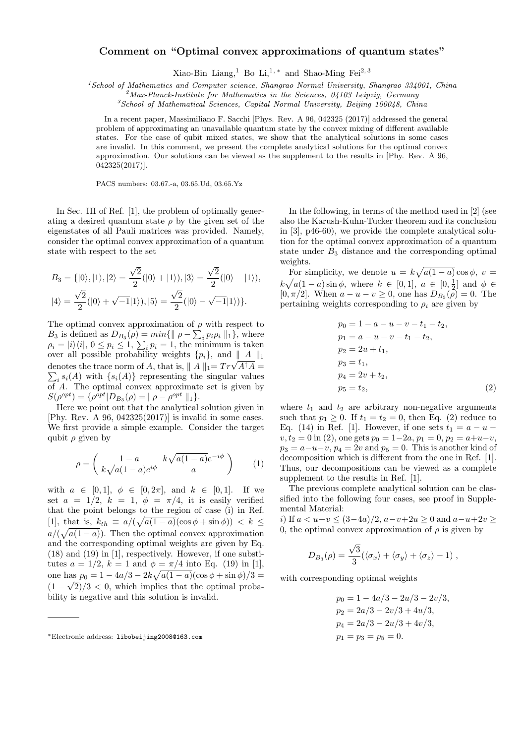# Comment on "Optimal convex approximations of quantum states"

Xiao-Bin Liang,[1] Bo Li,[1,*] and Shao-Ming Fei[2,3]

[1]School of Mathematics and Computer science, Shangrao Normal University, Shangrao 334001, China
[2]Max-Planck-Institute for Mathematics in the Sciences, 04103 Leipzig, Germany
[3]School of Mathematical Sciences, Capital Normal University, Beijing 100048, China

In a recent paper, Massimiliano F. Sacchi [Phys. Rev. A 96, 042325 (2017)] addressed the general problem of approximating an unavailable quantum state by the convex mixing of different available states. For the case of qubit mixed states, we show that the analytical solutions in some cases are invalid. In this comment, we present the complete analytical solutions for the optimal convex approximation. Our solutions can be viewed as the supplement to the results in [Phy. Rev. A 96, 042325(2017)].

PACS numbers: 03.67.-a, 03.65.Ud, 03.65.Yz

In Sec. III of Ref. [1], the problem of optimally generating a desired quantum state $\rho$ by the given set of the eigenstates of all Pauli matrices was provided. Namely, consider the optimal convex approximation of a quantum state with respect to the set

$$B_3 = \{|0\rangle, |1\rangle, |2\rangle = \frac{\sqrt{2}}{2}(|0\rangle + |1\rangle), |3\rangle = \frac{\sqrt{2}}{2}(|0\rangle - |1\rangle),$$
$$|4\rangle = \frac{\sqrt{2}}{2}(|0\rangle + \sqrt{-1}|1\rangle), |5\rangle = \frac{\sqrt{2}}{2}(|0\rangle - \sqrt{-1}|1\rangle)\}.$$

The optimal convex approximation of $\rho$ with respect to $B_3$ is defined as $D_{B_3}(\rho) = min\{\parallel \rho - \sum_i p_i\rho_i \parallel_1\}$, where $\rho_i = |i\rangle\langle i|$, $0 \le p_i \le 1$, $\sum_i p_i = 1$, the minimum is taken over all possible probability weights $\{p_i\}$, and $\parallel A \parallel_1$ denotes the trace norm of $A$, that is, $\parallel A \parallel_1 = Tr\sqrt{A^\dagger A} = \sum_i s_i(A)$ with $\{s_i(A)\}$ representing the singular values of $A$. The optimal convex approximate set is given by $S(\rho^{opt}) = \{\rho^{opt} | D_{B_3}(\rho) = \parallel \rho - \rho^{opt} \parallel_1\}$.

Here we point out that the analytical solution given in [Phy. Rev. A 96, 042325(2017)] is invalid in some cases. We first provide a simple example. Consider the target qubit $\rho$ given by

$$\rho = \begin{pmatrix} 1-a & k\sqrt{a(1-a)}e^{-i\phi} \\ k\sqrt{a(1-a)}e^{i\phi} & a \end{pmatrix} \qquad (1)$$

with $a \in [0,1]$, $\phi \in [0, 2\pi]$, and $k \in [0,1]$. If we set $a = 1/2$, $k = 1$, $\phi = \pi/4$, it is easily verified that the point belongs to the region of case (i) in Ref. [1], that is, $k_{th} \equiv a/(\sqrt{a(1-a)}(\cos\phi + \sin\phi)) < k \le a/(\sqrt{a(1-a)})$. Then the optimal convex approximation and the corresponding optimal weights are given by Eq. (18) and (19) in [1], respectively. However, if one substitutes $a = 1/2$, $k = 1$ and $\phi = \pi/4$ into Eq. (19) in [1], one has $p_0 = 1 - 4a/3 - 2k\sqrt{a(1-a)}(\cos\phi + \sin\phi)/3 = (1-\sqrt{2})/3 < 0$, which implies that the optimal probability is negative and this solution is invalid.

In the following, in terms of the method used in [2] (see also the Karush-Kuhn-Tucker theorem and its conclusion in [3], p46-60), we provide the complete analytical solution for the optimal convex approximation of a quantum state under $B_3$ distance and the corresponding optimal weights.

For simplicity, we denote $u = k\sqrt{a(1-a)}\cos\phi$, $v = k\sqrt{a(1-a)}\sin\phi$, where $k \in [0,1]$, $a \in [0, \frac{1}{2}]$ and $\phi \in [0, \pi/2]$. When $a - u - v \ge 0$, one has $D_{B_3}(\rho) = 0$. The pertaining weights corresponding to $\rho_i$ are given by

$$\begin{aligned}
p_0 &= 1 - a - u - v - t_1 - t_2, \\
p_1 &= a - u - v - t_1 - t_2, \\
p_2 &= 2u + t_1, \\
p_3 &= t_1, \\
p_4 &= 2v + t_2, \\
p_5 &= t_2,
\end{aligned} \qquad (2)$$

where $t_1$ and $t_2$ are arbitrary non-negative arguments such that $p_1 \ge 0$. If $t_1 = t_2 = 0$, then Eq. (2) reduce to Eq. (14) in Ref. [1]. However, if one sets $t_1 = a - u - v, t_2 = 0$ in (2), one gets $p_0 = 1-2a$, $p_1 = 0$, $p_2 = a+u-v$, $p_3 = a-u-v$, $p_4 = 2v$ and $p_5 = 0$. This is another kind of decomposition which is different from the one in Ref. [1]. Thus, our decompositions can be viewed as a complete supplement to the results in Ref. [1].

The previous complete analytical solution can be classified into the following four cases, see proof in Supplemental Material:

*i)* If $a < u+v \le (3-4a)/2$, $a-v+2u \ge 0$ and $a-u+2v \ge 0$, the optimal convex approximation of $\rho$ is given by

$$D_{B_3}(\rho) = \frac{\sqrt{3}}{3}(\langle\sigma_x\rangle + \langle\sigma_y\rangle + \langle\sigma_z\rangle - 1) \; ,$$

with corresponding optimal weights

$$\begin{aligned}
p_0 &= 1 - 4a/3 - 2u/3 - 2v/3, \\
p_2 &= 2a/3 - 2v/3 + 4u/3, \\
p_4 &= 2a/3 - 2u/3 + 4v/3, \\
p_1 &= p_3 = p_5 = 0.
\end{aligned}$$

*Electronic address: libobeijing2008@163.com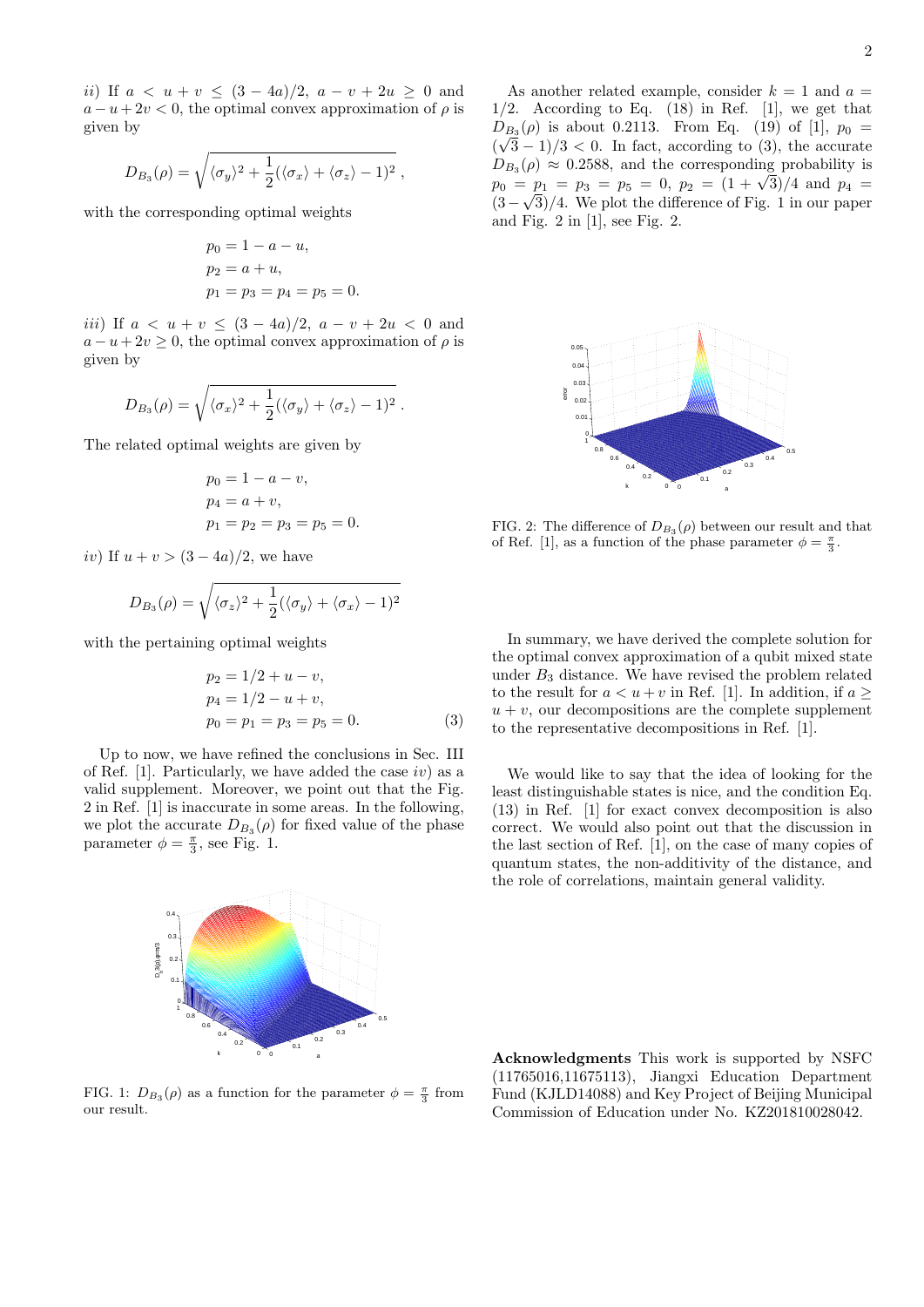*ii*) If $a < u + v \leq (3-4a)/2$, $a - v + 2u \geq 0$ and $a - u + 2v < 0$, the optimal convex approximation of $\rho$ is given by

$$D_{B_3}(\rho) = \sqrt{\langle\sigma_y\rangle^2 + \frac{1}{2}(\langle\sigma_x\rangle + \langle\sigma_z\rangle - 1)^2}\ ,$$

with the corresponding optimal weights

$$\begin{aligned} p_0 &= 1 - a - u, \\ p_2 &= a + u, \\ p_1 &= p_3 = p_4 = p_5 = 0. \end{aligned}$$

*iii*) If $a < u + v \leq (3-4a)/2$, $a - v + 2u < 0$ and $a - u + 2v \geq 0$, the optimal convex approximation of $\rho$ is given by

$$D_{B_3}(\rho) = \sqrt{\langle\sigma_x\rangle^2 + \frac{1}{2}(\langle\sigma_y\rangle + \langle\sigma_z\rangle - 1)^2}\ .$$

The related optimal weights are given by

$$\begin{aligned} p_0 &= 1 - a - v, \\ p_4 &= a + v, \\ p_1 &= p_2 = p_3 = p_5 = 0. \end{aligned}$$

*iv*) If $u + v > (3-4a)/2$, we have

$$D_{B_3}(\rho) = \sqrt{\langle\sigma_z\rangle^2 + \frac{1}{2}(\langle\sigma_y\rangle + \langle\sigma_x\rangle - 1)^2}$$

with the pertaining optimal weights

$$\begin{aligned} p_2 &= 1/2 + u - v, \\ p_4 &= 1/2 - u + v, \\ p_0 &= p_1 = p_3 = p_5 = 0. \end{aligned} \tag{3}$$

Up to now, we have refined the conclusions in Sec. III of Ref. [1]. Particularly, we have added the case *iv*) as a valid supplement. Moreover, we point out that the Fig. 2 in Ref. [1] is inaccurate in some areas. In the following, we plot the accurate $D_{B_3}(\rho)$ for fixed value of the phase parameter $\phi = \frac{\pi}{3}$, see Fig. 1.

FIG. 1: $D_{B_3}(\rho)$ as a function for the parameter $\phi = \frac{\pi}{3}$ from our result.

As another related example, consider $k = 1$ and $a = 1/2$. According to Eq. (18) in Ref. [1], we get that $D_{B_3}(\rho)$ is about 0.2113. From Eq. (19) of [1], $p_0 = (\sqrt{3}-1)/3 < 0$. In fact, according to (3), the accurate $D_{B_3}(\rho) \approx 0.2588$, and the corresponding probability is $p_0 = p_1 = p_3 = p_5 = 0$, $p_2 = (1+\sqrt{3})/4$ and $p_4 = (3-\sqrt{3})/4$. We plot the difference of Fig. 1 in our paper and Fig. 2 in [1], see Fig. 2.

FIG. 2: The difference of $D_{B_3}(\rho)$ between our result and that of Ref. [1], as a function of the phase parameter $\phi = \frac{\pi}{3}$.

In summary, we have derived the complete solution for the optimal convex approximation of a qubit mixed state under $B_3$ distance. We have revised the problem related to the result for $a < u + v$ in Ref. [1]. In addition, if $a \geq u + v$, our decompositions are the complete supplement to the representative decompositions in Ref. [1].

We would like to say that the idea of looking for the least distinguishable states is nice, and the condition Eq. (13) in Ref. [1] for exact convex decomposition is also correct. We would also point out that the discussion in the last section of Ref. [1], on the case of many copies of quantum states, the non-additivity of the distance, and the role of correlations, maintain general validity.

**Acknowledgments** This work is supported by NSFC (11765016,11675113), Jiangxi Education Department Fund (KJLD14088) and Key Project of Beijing Municipal Commission of Education under No. KZ201810028042.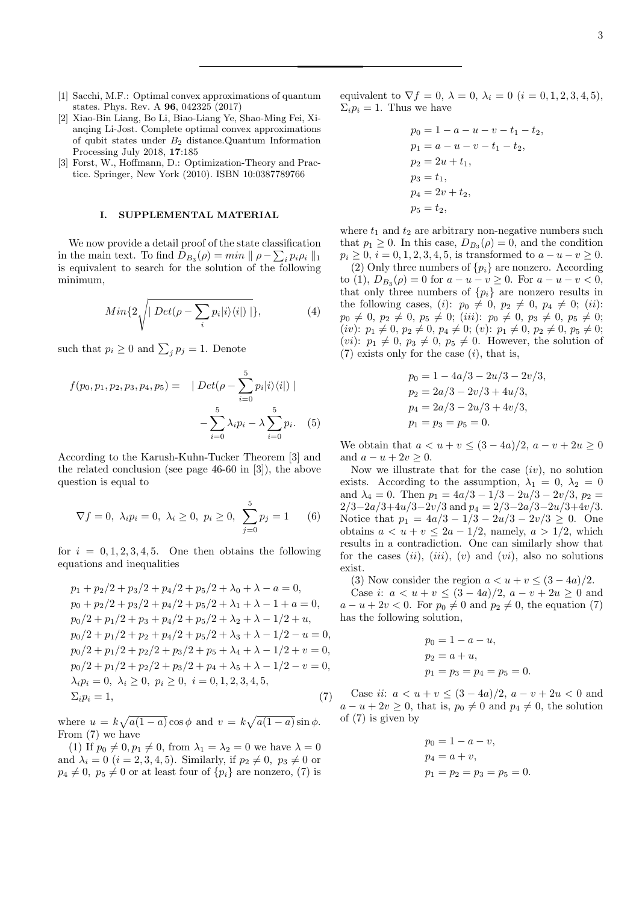[1] Sacchi, M.F.: Optimal convex approximations of quantum states. Phys. Rev. A **96**, 042325 (2017)

[2] Xiao-Bin Liang, Bo Li, Biao-Liang Ye, Shao-Ming Fei, Xianqing Li-Jost. Complete optimal convex approximations of qubit states under $B_2$ distance.Quantum Information Processing July 2018, **17**:185

[3] Forst, W., Hoffmann, D.: Optimization-Theory and Practice. Springer, New York (2010). ISBN 10:0387789766

## I. SUPPLEMENTAL MATERIAL

We now provide a detail proof of the state classification in the main text. To find $D_{B_3}(\rho) = min \parallel \rho - \sum_i p_i \rho_i \parallel_1$ is equivalent to search for the solution of the following minimum,

$$Min\{2\sqrt{| \, Det(\rho - \sum_i p_i |i\rangle\langle i|) \, |}\}, \tag{4}$$

such that $p_i \geq 0$ and $\sum_j p_j = 1$. Denote

$$f(p_0, p_1, p_2, p_3, p_4, p_5) = \; | \, Det(\rho - \sum_{i=0}^{5} p_i |i\rangle\langle i|) \, | - \sum_{i=0}^{5} \lambda_i p_i - \lambda \sum_{i=0}^{5} p_i. \tag{5}$$

According to the Karush-Kuhn-Tucker Theorem [3] and the related conclusion (see page 46-60 in [3]), the above question is equal to

$$\nabla f = 0, \; \lambda_i p_i = 0, \; \lambda_i \geq 0, \; p_i \geq 0, \; \sum_{j=0}^{5} p_j = 1 \tag{6}$$

for $i = 0, 1, 2, 3, 4, 5$. One then obtains the following equations and inequalities

$$\begin{aligned}
&p_1 + p_2/2 + p_3/2 + p_4/2 + p_5/2 + \lambda_0 + \lambda - a = 0, \\
&p_0 + p_2/2 + p_3/2 + p_4/2 + p_5/2 + \lambda_1 + \lambda - 1 + a = 0, \\
&p_0/2 + p_1/2 + p_3 + p_4/2 + p_5/2 + \lambda_2 + \lambda - 1/2 + u, \\
&p_0/2 + p_1/2 + p_2 + p_4/2 + p_5/2 + \lambda_3 + \lambda - 1/2 - u = 0, \\
&p_0/2 + p_1/2 + p_2/2 + p_3/2 + p_5 + \lambda_4 + \lambda - 1/2 + v = 0, \\
&p_0/2 + p_1/2 + p_2/2 + p_3/2 + p_4 + \lambda_5 + \lambda - 1/2 - v = 0, \\
&\lambda_i p_i = 0, \; \lambda_i \geq 0, \; p_i \geq 0, \; i = 0, 1, 2, 3, 4, 5, \\
&\Sigma_i p_i = 1,
\end{aligned} \tag{7}$$

where $u = k\sqrt{a(1-a)}\cos\phi$ and $v = k\sqrt{a(1-a)}\sin\phi$. From (7) we have

(1) If $p_0 \neq 0, p_1 \neq 0$, from $\lambda_1 = \lambda_2 = 0$ we have $\lambda = 0$ and $\lambda_i = 0$ $(i = 2, 3, 4, 5)$. Similarly, if $p_2 \neq 0$, $p_3 \neq 0$ or $p_4 \neq 0$, $p_5 \neq 0$ or at least four of $\{p_i\}$ are nonzero, (7) is equivalent to $\nabla f = 0$, $\lambda = 0$, $\lambda_i = 0$ $(i = 0, 1, 2, 3, 4, 5)$, $\Sigma_i p_i = 1$. Thus we have

$$\begin{aligned}
p_0 &= 1 - a - u - v - t_1 - t_2, \\
p_1 &= a - u - v - t_1 - t_2, \\
p_2 &= 2u + t_1, \\
p_3 &= t_1, \\
p_4 &= 2v + t_2, \\
p_5 &= t_2,
\end{aligned}$$

where $t_1$ and $t_2$ are arbitrary non-negative numbers such that $p_1 \geq 0$. In this case, $D_{B_3}(\rho) = 0$, and the condition $p_i \geq 0$, $i = 0, 1, 2, 3, 4, 5$, is transformed to $a - u - v \geq 0$.

(2) Only three numbers of $\{p_i\}$ are nonzero. According to (1), $D_{B_3}(\rho) = 0$ for $a - u - v \geq 0$. For $a - u - v < 0$, that only three numbers of $\{p_i\}$ are nonzero results in the following cases, $(i)$: $p_0 \neq 0$, $p_2 \neq 0$, $p_4 \neq 0$; $(ii)$: $p_0 \neq 0$, $p_2 \neq 0$, $p_5 \neq 0$; $(iii)$: $p_0 \neq 0$, $p_3 \neq 0$, $p_5 \neq 0$; $(iv)$: $p_1 \neq 0$, $p_2 \neq 0$, $p_4 \neq 0$; $(v)$: $p_1 \neq 0$, $p_2 \neq 0$, $p_5 \neq 0$; $(vi)$: $p_1 \neq 0$, $p_3 \neq 0$, $p_5 \neq 0$. However, the solution of (7) exists only for the case $(i)$, that is,

$$\begin{aligned}
p_0 &= 1 - 4a/3 - 2u/3 - 2v/3, \\
p_2 &= 2a/3 - 2v/3 + 4u/3, \\
p_4 &= 2a/3 - 2u/3 + 4v/3, \\
p_1 &= p_3 = p_5 = 0.
\end{aligned}$$

We obtain that $a < u + v \leq (3 - 4a)/2$, $a - v + 2u \geq 0$ and $a - u + 2v \geq 0$.

Now we illustrate that for the case $(iv)$, no solution exists. According to the assumption, $\lambda_1 = 0$, $\lambda_2 = 0$ and $\lambda_4 = 0$. Then $p_1 = 4a/3 - 1/3 - 2u/3 - 2v/3$, $p_2 = 2/3 - 2a/3 + 4u/3 - 2v/3$ and $p_4 = 2/3 - 2a/3 - 2u/3 + 4v/3$. Notice that $p_1 = 4a/3 - 1/3 - 2u/3 - 2v/3 \geq 0$. One obtains $a < u + v \leq 2a - 1/2$, namely, $a > 1/2$, which results in a contradiction. One can similarly show that for the cases $(ii)$, $(iii)$, $(v)$ and $(vi)$, also no solutions exist.

(3) Now consider the region $a < u + v \leq (3 - 4a)/2$.

Case $i$: $a < u + v \leq (3 - 4a)/2$, $a - v + 2u \geq 0$ and $a - u + 2v < 0$. For $p_0 \neq 0$ and $p_2 \neq 0$, the equation (7) has the following solution,

$$\begin{aligned}
p_0 &= 1 - a - u, \\
p_2 &= a + u, \\
p_1 &= p_3 = p_4 = p_5 = 0.
\end{aligned}$$

Case $ii$: $a < u + v \leq (3 - 4a)/2$, $a - v + 2u < 0$ and $a - u + 2v \geq 0$, that is, $p_0 \neq 0$ and $p_4 \neq 0$, the solution of (7) is given by

$$\begin{aligned}
p_0 &= 1 - a - v, \\
p_4 &= a + v, \\
p_1 &= p_2 = p_3 = p_5 = 0.
\end{aligned}$$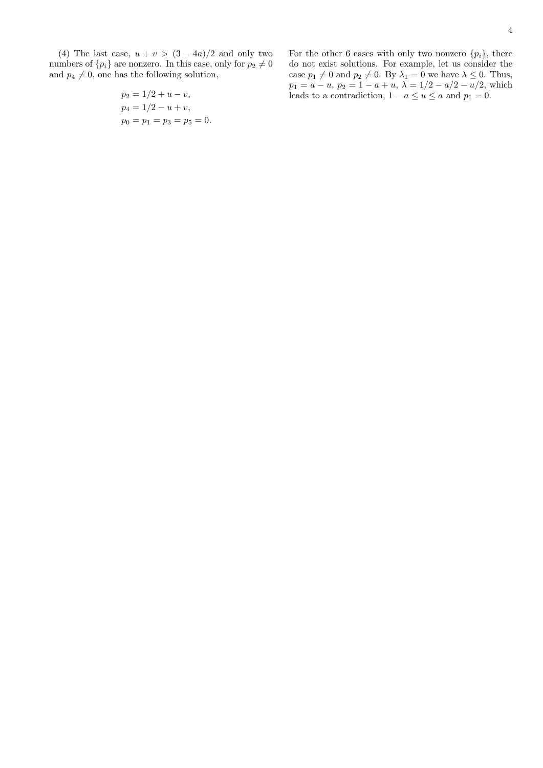(4) The last case, $u + v > (3 - 4a)/2$ and only two numbers of $\{p_i\}$ are nonzero. In this case, only for $p_2 \neq 0$ and $p_4 \neq 0$, one has the following solution,

$$
\begin{aligned}
p_2 &= 1/2 + u - v, \\
p_4 &= 1/2 - u + v, \\
p_0 &= p_1 = p_3 = p_5 = 0.
\end{aligned}
$$

For the other 6 cases with only two nonzero $\{p_i\}$, there do not exist solutions. For example, let us consider the case $p_1 \neq 0$ and $p_2 \neq 0$. By $\lambda_1 = 0$ we have $\lambda \leq 0$. Thus, $p_1 = a - u$, $p_2 = 1 - a + u$, $\lambda = 1/2 - a/2 - u/2$, which leads to a contradiction, $1 - a \leq u \leq a$ and $p_1 = 0$.